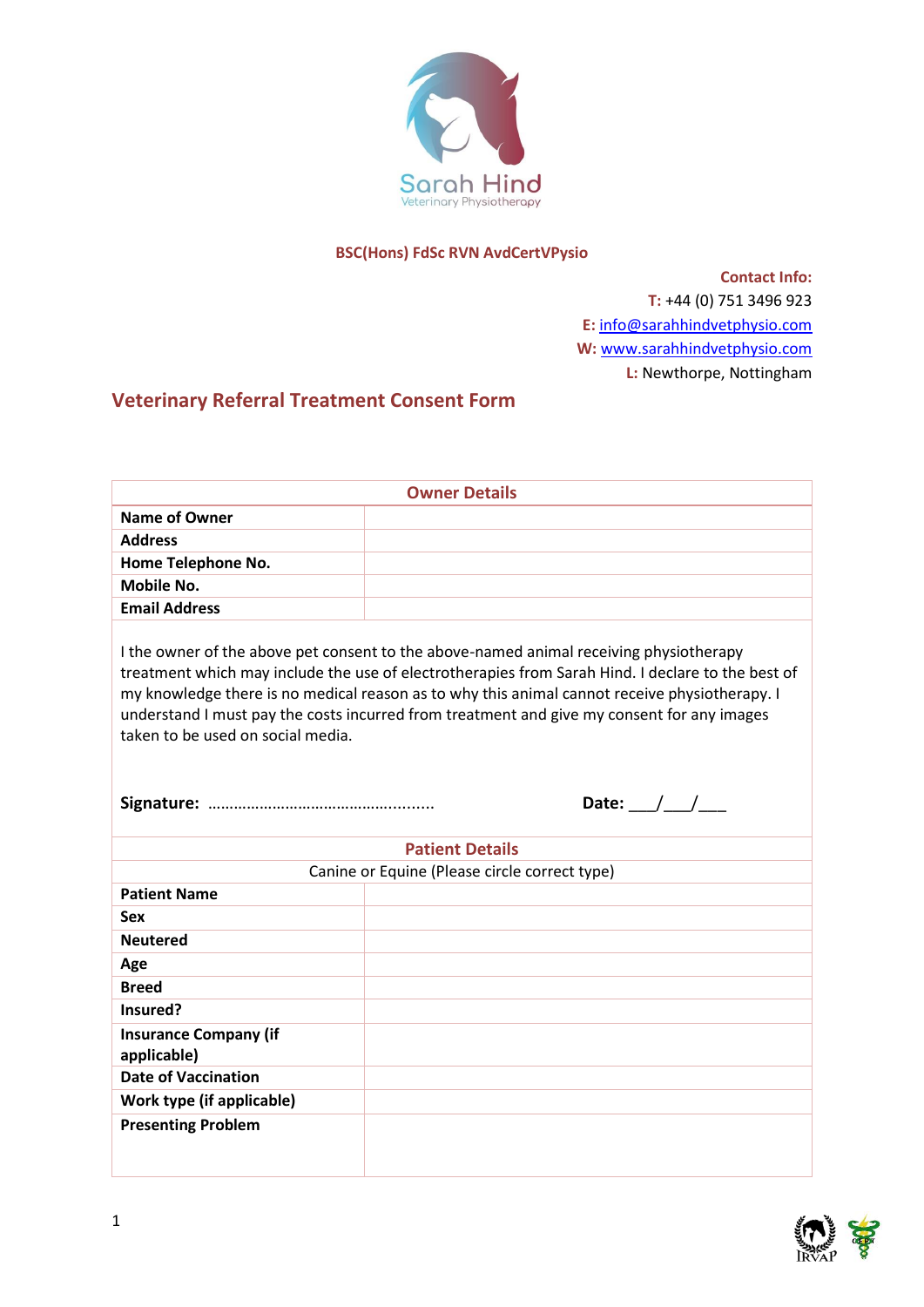Sarah Hind
Veterinary Physiotherapy

**BSC(Hons) FdSc RVN AvdCertVPysio**

**Contact Info:**
**T:** +44 (0) 751 3496 923
**E:** info@sarahhindvetphysio.com
**W:** www.sarahhindvetphysio.com
**L:** Newthorpe, Nottingham

## Veterinary Referral Treatment Consent Form

| Owner Details | |
|---|---|
| **Name of Owner** | |
| **Address** | |
| **Home Telephone No.** | |
| **Mobile No.** | |
| **Email Address** | |

I the owner of the above pet consent to the above-named animal receiving physiotherapy treatment which may include the use of electrotherapies from Sarah Hind. I declare to the best of my knowledge there is no medical reason as to why this animal cannot receive physiotherapy. I understand I must pay the costs incurred from treatment and give my consent for any images taken to be used on social media.

**Signature:** ……………………………….............. **Date:** ___/___/___

| Patient Details | |
|---|---|
| Canine or Equine (Please circle correct type) | |
| **Patient Name** | |
| **Sex** | |
| **Neutered** | |
| **Age** | |
| **Breed** | |
| **Insured?** | |
| **Insurance Company (if applicable)** | |
| **Date of Vaccination** | |
| **Work type (if applicable)** | |
| **Presenting Problem** | |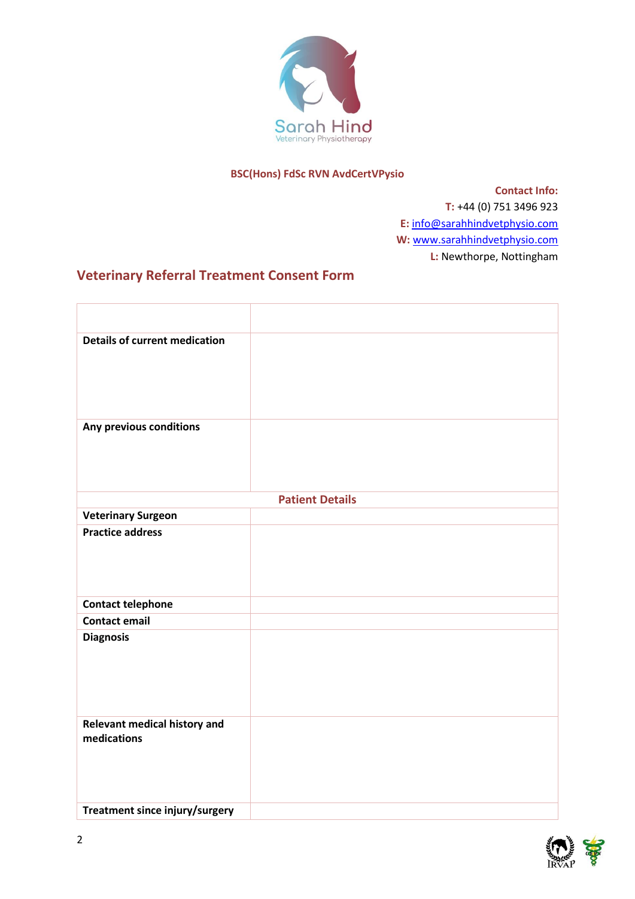Sarah Hind
Veterinary Physiotherapy

**BSC(Hons) FdSc RVN AdvCertVPysio**

**Contact Info:**
**T:** +44 (0) 751 3496 923
**E:** info@sarahhindvetphysio.com
**W:** www.sarahhindvetphysio.com
**L:** Newthorpe, Nottingham

## Veterinary Referral Treatment Consent Form

| | |
|---|---|
| **Details of current medication** | |
| **Any previous conditions** | |
| **Patient Details** | |
| **Veterinary Surgeon** | |
| **Practice address** | |
| **Contact telephone** | |
| **Contact email** | |
| **Diagnosis** | |
| **Relevant medical history and medications** | |
| **Treatment since injury/surgery** | |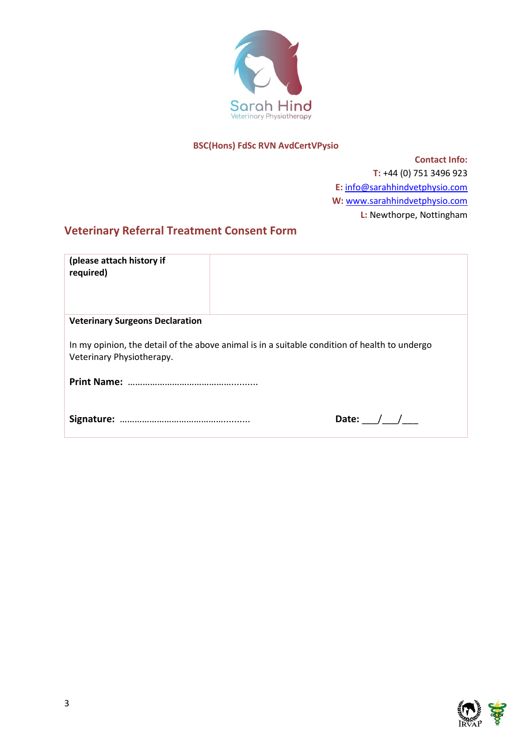Sarah Hind
Veterinary Physiotherapy

**BSC(Hons) FdSc RVN AvdCertVPysio**

**Contact Info:**
**T:** +44 (0) 751 3496 923
**E:** info@sarahhindvetphysio.com
**W:** www.sarahhindvetphysio.com
**L:** Newthorpe, Nottingham

## Veterinary Referral Treatment Consent Form

| | |
|---|---|
| **(please attach history if required)** | |

**Veterinary Surgeons Declaration**

In my opinion, the detail of the above animal is in a suitable condition of health to undergo Veterinary Physiotherapy.

**Print Name:** …………………………………………..........

**Signature:** …………………………………………..........   **Date:** ___/___/___